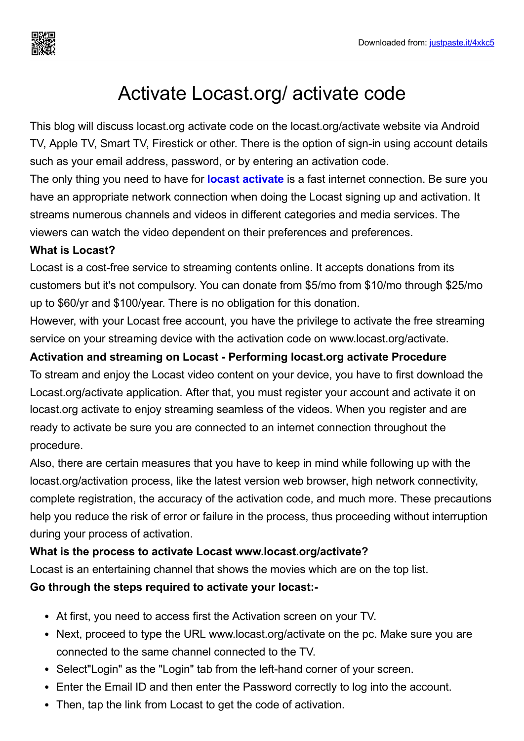# Activate Locast.org/ activate code

This blog will discuss locast.org activate code on the locast.org/activate website via Android TV, Apple TV, Smart TV, Firestick or other. There is the option of sign-in using account details such as your email address, password, or by entering an activation code.

The only thing you need to have for **[locast activate]()** is a fast internet connection. Be sure you have an appropriate network connection when doing the Locast signing up and activation. It streams numerous channels and videos in different categories and media services. The viewers can watch the video dependent on their preferences and preferences.

**What is Locast?**

Locast is a cost-free service to streaming contents online. It accepts donations from its customers but it's not compulsory. You can donate from $5/mo from $10/mo through $25/mo up to $60/yr and $100/year. There is no obligation for this donation.

However, with your Locast free account, you have the privilege to activate the free streaming service on your streaming device with the activation code on www.locast.org/activate.

**Activation and streaming on Locast - Performing locast.org activate Procedure**

To stream and enjoy the Locast video content on your device, you have to first download the Locast.org/activate application. After that, you must register your account and activate it on locast.org activate to enjoy streaming seamless of the videos. When you register and are ready to activate be sure you are connected to an internet connection throughout the procedure.

Also, there are certain measures that you have to keep in mind while following up with the locast.org/activation process, like the latest version web browser, high network connectivity, complete registration, the accuracy of the activation code, and much more. These precautions help you reduce the risk of error or failure in the process, thus proceeding without interruption during your process of activation.

**What is the process to activate Locast www.locast.org/activate?**

Locast is an entertaining channel that shows the movies which are on the top list.

**Go through the steps required to activate your locast:-**

- At first, you need to access first the Activation screen on your TV.
- Next, proceed to type the URL www.locast.org/activate on the pc. Make sure you are connected to the same channel connected to the TV.
- Select"Login" as the "Login" tab from the left-hand corner of your screen.
- Enter the Email ID and then enter the Password correctly to log into the account.
- Then, tap the link from Locast to get the code of activation.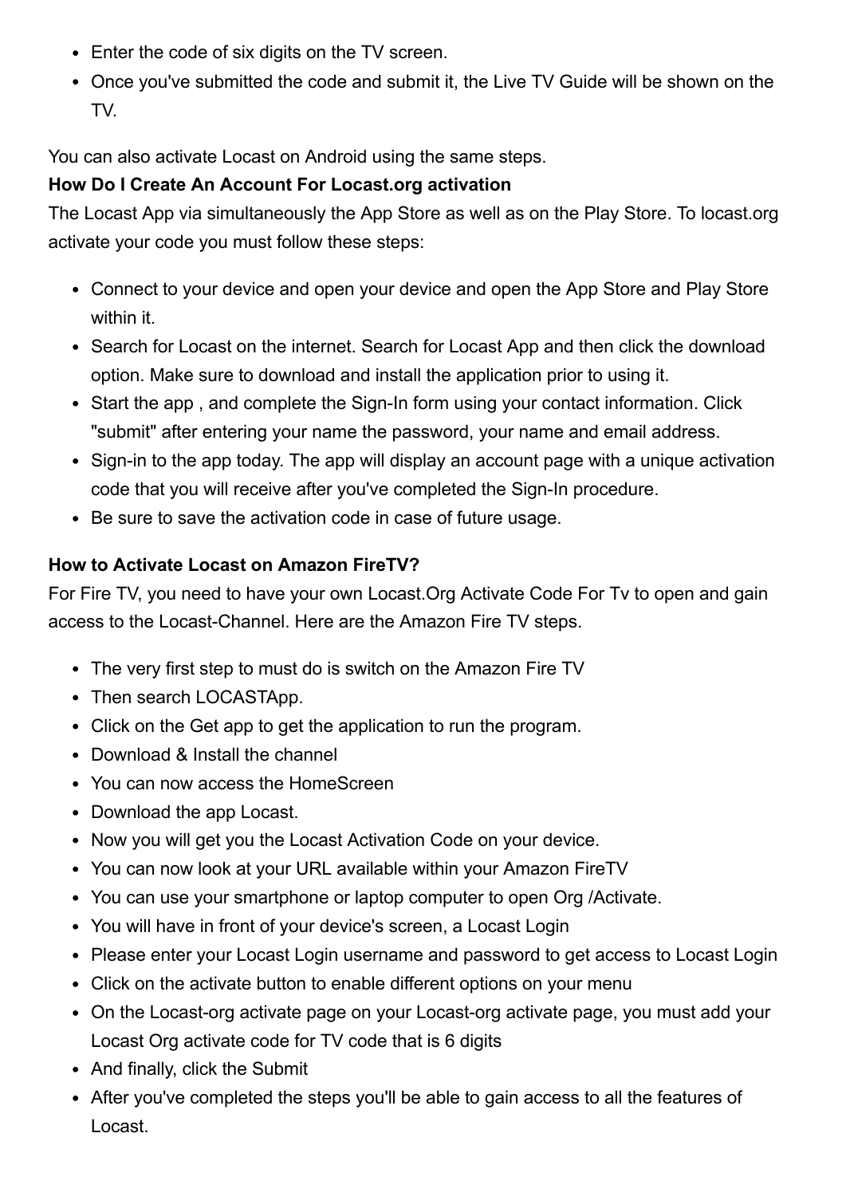- Enter the code of six digits on the TV screen.
- Once you've submitted the code and submit it, the Live TV Guide will be shown on the TV.

You can also activate Locast on Android using the same steps.

**How Do I Create An Account For Locast.org activation**

The Locast App via simultaneously the App Store as well as on the Play Store. To locast.org activate your code you must follow these steps:

- Connect to your device and open your device and open the App Store and Play Store within it.
- Search for Locast on the internet. Search for Locast App and then click the download option. Make sure to download and install the application prior to using it.
- Start the app , and complete the Sign-In form using your contact information. Click "submit" after entering your name the password, your name and email address.
- Sign-in to the app today. The app will display an account page with a unique activation code that you will receive after you've completed the Sign-In procedure.
- Be sure to save the activation code in case of future usage.

**How to Activate Locast on Amazon FireTV?**

For Fire TV, you need to have your own Locast.Org Activate Code For Tv to open and gain access to the Locast-Channel. Here are the Amazon Fire TV steps.

- The very first step to must do is switch on the Amazon Fire TV
- Then search LOCASTApp.
- Click on the Get app to get the application to run the program.
- Download & Install the channel
- You can now access the HomeScreen
- Download the app Locast.
- Now you will get you the Locast Activation Code on your device.
- You can now look at your URL available within your Amazon FireTV
- You can use your smartphone or laptop computer to open Org /Activate.
- You will have in front of your device's screen, a Locast Login
- Please enter your Locast Login username and password to get access to Locast Login
- Click on the activate button to enable different options on your menu
- On the Locast-org activate page on your Locast-org activate page, you must add your Locast Org activate code for TV code that is 6 digits
- And finally, click the Submit
- After you've completed the steps you'll be able to gain access to all the features of Locast.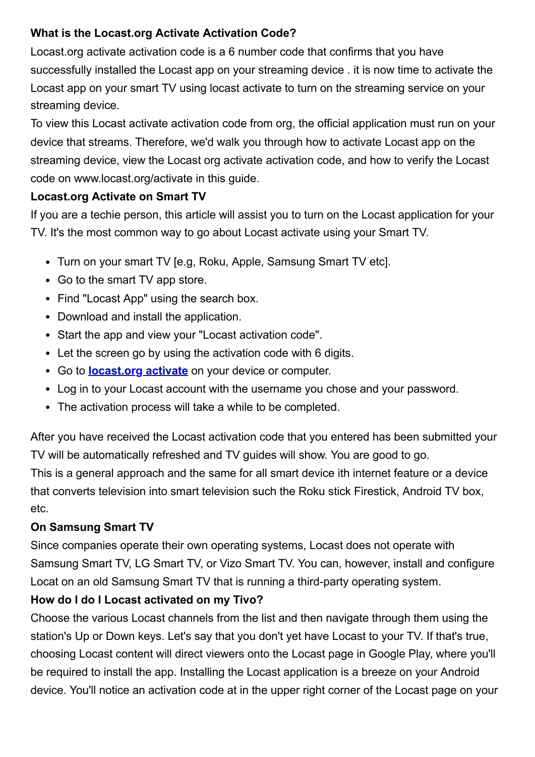**What is the Locast.org Activate Activation Code?**

Locast.org activate activation code is a 6 number code that confirms that you have successfully installed the Locast app on your streaming device . it is now time to activate the Locast app on your smart TV using locast activate to turn on the streaming service on your streaming device.

To view this Locast activate activation code from org, the official application must run on your device that streams. Therefore, we'd walk you through how to activate Locast app on the streaming device, view the Locast org activate activation code, and how to verify the Locast code on www.locast.org/activate in this guide.

**Locast.org Activate on Smart TV**

If you are a techie person, this article will assist you to turn on the Locast application for your TV. It's the most common way to go about Locast activate using your Smart TV.

- Turn on your smart TV [e.g, Roku, Apple, Samsung Smart TV etc].
- Go to the smart TV app store.
- Find "Locast App" using the search box.
- Download and install the application.
- Start the app and view your "Locast activation code".
- Let the screen go by using the activation code with 6 digits.
- Go to **locast.org activate** on your device or computer.
- Log in to your Locast account with the username you chose and your password.
- The activation process will take a while to be completed.

After you have received the Locast activation code that you entered has been submitted your TV will be automatically refreshed and TV guides will show. You are good to go.

This is a general approach and the same for all smart device ith internet feature or a device that converts television into smart television such the Roku stick Firestick, Android TV box, etc.

**On Samsung Smart TV**

Since companies operate their own operating systems, Locast does not operate with Samsung Smart TV, LG Smart TV, or Vizo Smart TV. You can, however, install and configure Locat on an old Samsung Smart TV that is running a third-party operating system.

**How do I do I Locast activated on my Tivo?**

Choose the various Locast channels from the list and then navigate through them using the station's Up or Down keys. Let's say that you don't yet have Locast to your TV. If that's true, choosing Locast content will direct viewers onto the Locast page in Google Play, where you'll be required to install the app. Installing the Locast application is a breeze on your Android device. You'll notice an activation code at in the upper right corner of the Locast page on your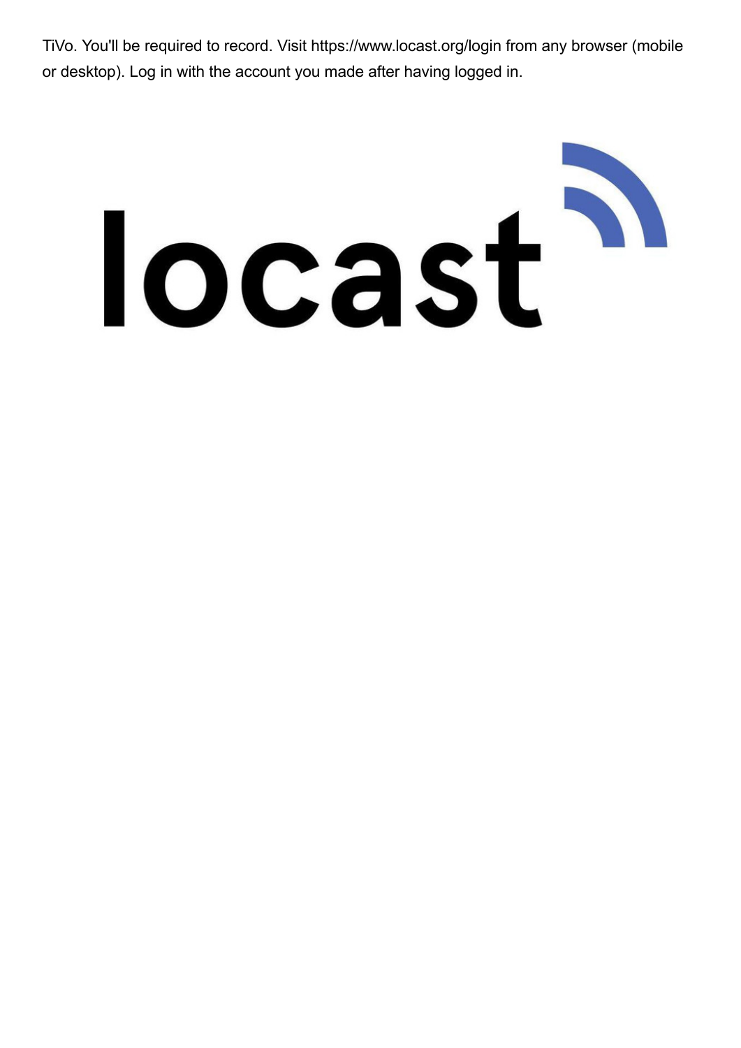TiVo. You'll be required to record. Visit https://www.locast.org/login from any browser (mobile or desktop). Log in with the account you made after having logged in.